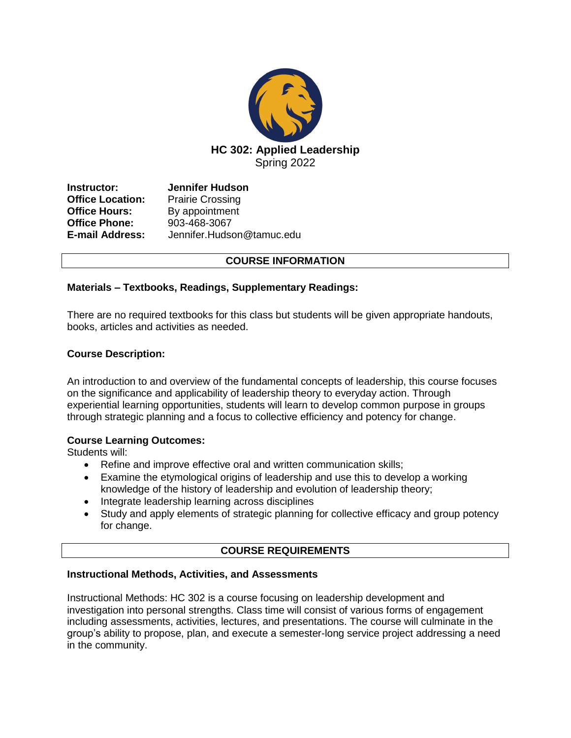# HC 302: Applied Leadership

Spring 2022

**Instructor:** **Jennifer Hudson**
**Office Location:** Prairie Crossing
**Office Hours:** By appointment
**Office Phone:** 903-468-3067
**E-mail Address:** Jennifer.Hudson@tamuc.edu

## COURSE INFORMATION

### Materials – Textbooks, Readings, Supplementary Readings:

There are no required textbooks for this class but students will be given appropriate handouts, books, articles and activities as needed.

### Course Description:

An introduction to and overview of the fundamental concepts of leadership, this course focuses on the significance and applicability of leadership theory to everyday action. Through experiential learning opportunities, students will learn to develop common purpose in groups through strategic planning and a focus to collective efficiency and potency for change.

### Course Learning Outcomes:

Students will:

- Refine and improve effective oral and written communication skills;
- Examine the etymological origins of leadership and use this to develop a working knowledge of the history of leadership and evolution of leadership theory;
- Integrate leadership learning across disciplines
- Study and apply elements of strategic planning for collective efficacy and group potency for change.

## COURSE REQUIREMENTS

### Instructional Methods, Activities, and Assessments

Instructional Methods: HC 302 is a course focusing on leadership development and investigation into personal strengths. Class time will consist of various forms of engagement including assessments, activities, lectures, and presentations. The course will culminate in the group's ability to propose, plan, and execute a semester-long service project addressing a need in the community.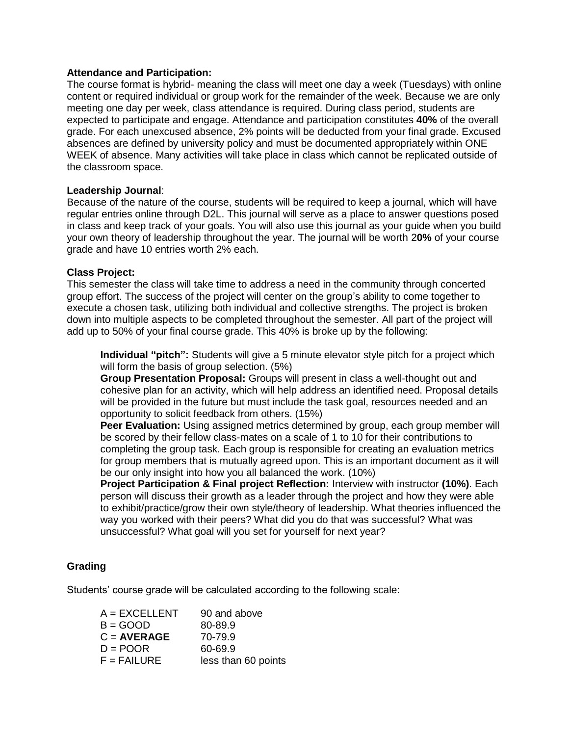**Attendance and Participation:**
The course format is hybrid- meaning the class will meet one day a week (Tuesdays) with online content or required individual or group work for the remainder of the week. Because we are only meeting one day per week, class attendance is required. During class period, students are expected to participate and engage. Attendance and participation constitutes **40%** of the overall grade. For each unexcused absence, 2% points will be deducted from your final grade. Excused absences are defined by university policy and must be documented appropriately within ONE WEEK of absence. Many activities will take place in class which cannot be replicated outside of the classroom space.

**Leadership Journal**:
Because of the nature of the course, students will be required to keep a journal, which will have regular entries online through D2L. This journal will serve as a place to answer questions posed in class and keep track of your goals. You will also use this journal as your guide when you build your own theory of leadership throughout the year. The journal will be worth 2**0%** of your course grade and have 10 entries worth 2% each.

**Class Project:**
This semester the class will take time to address a need in the community through concerted group effort. The success of the project will center on the group's ability to come together to execute a chosen task, utilizing both individual and collective strengths. The project is broken down into multiple aspects to be completed throughout the semester. All part of the project will add up to 50% of your final course grade. This 40% is broke up by the following:

**Individual "pitch":** Students will give a 5 minute elevator style pitch for a project which will form the basis of group selection. (5%)

**Group Presentation Proposal:** Groups will present in class a well-thought out and cohesive plan for an activity, which will help address an identified need. Proposal details will be provided in the future but must include the task goal, resources needed and an opportunity to solicit feedback from others. (15%)

**Peer Evaluation:** Using assigned metrics determined by group, each group member will be scored by their fellow class-mates on a scale of 1 to 10 for their contributions to completing the group task. Each group is responsible for creating an evaluation metrics for group members that is mutually agreed upon. This is an important document as it will be our only insight into how you all balanced the work. (10%)

**Project Participation & Final project Reflection:** Interview with instructor **(10%)**. Each person will discuss their growth as a leader through the project and how they were able to exhibit/practice/grow their own style/theory of leadership. What theories influenced the way you worked with their peers? What did you do that was successful? What was unsuccessful? What goal will you set for yourself for next year?

**Grading**

Students' course grade will be calculated according to the following scale:

| | |
|---|---|
| A = EXCELLENT | 90 and above |
| B = GOOD | 80-89.9 |
| C = **AVERAGE** | 70-79.9 |
| D = POOR | 60-69.9 |
| F = FAILURE | less than 60 points |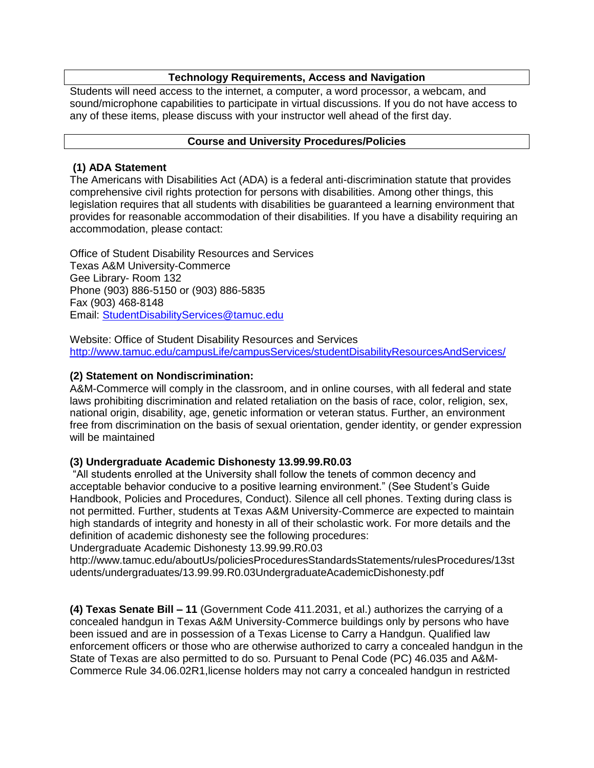## Technology Requirements, Access and Navigation

Students will need access to the internet, a computer, a word processor, a webcam, and sound/microphone capabilities to participate in virtual discussions. If you do not have access to any of these items, please discuss with your instructor well ahead of the first day.

## Course and University Procedures/Policies

**(1) ADA Statement**

The Americans with Disabilities Act (ADA) is a federal anti-discrimination statute that provides comprehensive civil rights protection for persons with disabilities. Among other things, this legislation requires that all students with disabilities be guaranteed a learning environment that provides for reasonable accommodation of their disabilities. If you have a disability requiring an accommodation, please contact:

Office of Student Disability Resources and Services
Texas A&M University-Commerce
Gee Library- Room 132
Phone (903) 886-5150 or (903) 886-5835
Fax (903) 468-8148
Email: StudentDisabilityServices@tamuc.edu

Website: Office of Student Disability Resources and Services
http://www.tamuc.edu/campusLife/campusServices/studentDisabilityResourcesAndServices/

**(2) Statement on Nondiscrimination:**

A&M-Commerce will comply in the classroom, and in online courses, with all federal and state laws prohibiting discrimination and related retaliation on the basis of race, color, religion, sex, national origin, disability, age, genetic information or veteran status. Further, an environment free from discrimination on the basis of sexual orientation, gender identity, or gender expression will be maintained

**(3) Undergraduate Academic Dishonesty 13.99.99.R0.03**

"All students enrolled at the University shall follow the tenets of common decency and acceptable behavior conducive to a positive learning environment." (See Student's Guide Handbook, Policies and Procedures, Conduct). Silence all cell phones. Texting during class is not permitted. Further, students at Texas A&M University-Commerce are expected to maintain high standards of integrity and honesty in all of their scholastic work. For more details and the definition of academic dishonesty see the following procedures:
Undergraduate Academic Dishonesty 13.99.99.R0.03
http://www.tamuc.edu/aboutUs/policiesProceduresStandardsStatements/rulesProcedures/13students/undergraduates/13.99.99.R0.03UndergraduateAcademicDishonesty.pdf

**(4) Texas Senate Bill – 11** (Government Code 411.2031, et al.) authorizes the carrying of a concealed handgun in Texas A&M University-Commerce buildings only by persons who have been issued and are in possession of a Texas License to Carry a Handgun. Qualified law enforcement officers or those who are otherwise authorized to carry a concealed handgun in the State of Texas are also permitted to do so. Pursuant to Penal Code (PC) 46.035 and A&M-Commerce Rule 34.06.02R1,license holders may not carry a concealed handgun in restricted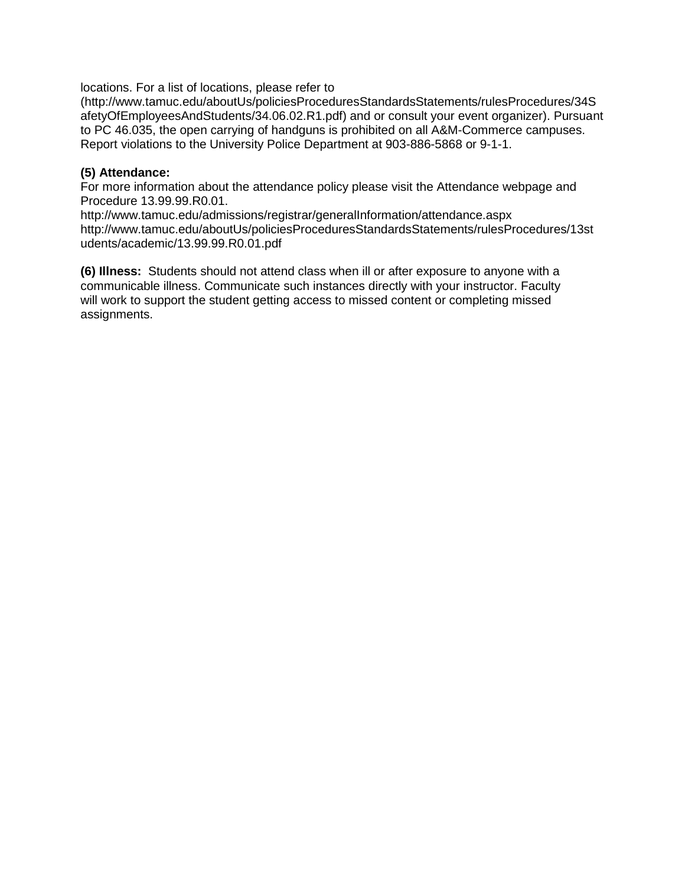locations. For a list of locations, please refer to (http://www.tamuc.edu/aboutUs/policiesProceduresStandardsStatements/rulesProcedures/34SafetyOfEmployeesAndStudents/34.06.02.R1.pdf) and or consult your event organizer). Pursuant to PC 46.035, the open carrying of handguns is prohibited on all A&M-Commerce campuses. Report violations to the University Police Department at 903-886-5868 or 9-1-1.

**(5) Attendance:**
For more information about the attendance policy please visit the Attendance webpage and Procedure 13.99.99.R0.01.
http://www.tamuc.edu/admissions/registrar/generalInformation/attendance.aspx
http://www.tamuc.edu/aboutUs/policiesProceduresStandardsStatements/rulesProcedures/13students/academic/13.99.99.R0.01.pdf

**(6) Illness:** Students should not attend class when ill or after exposure to anyone with a communicable illness. Communicate such instances directly with your instructor. Faculty will work to support the student getting access to missed content or completing missed assignments.